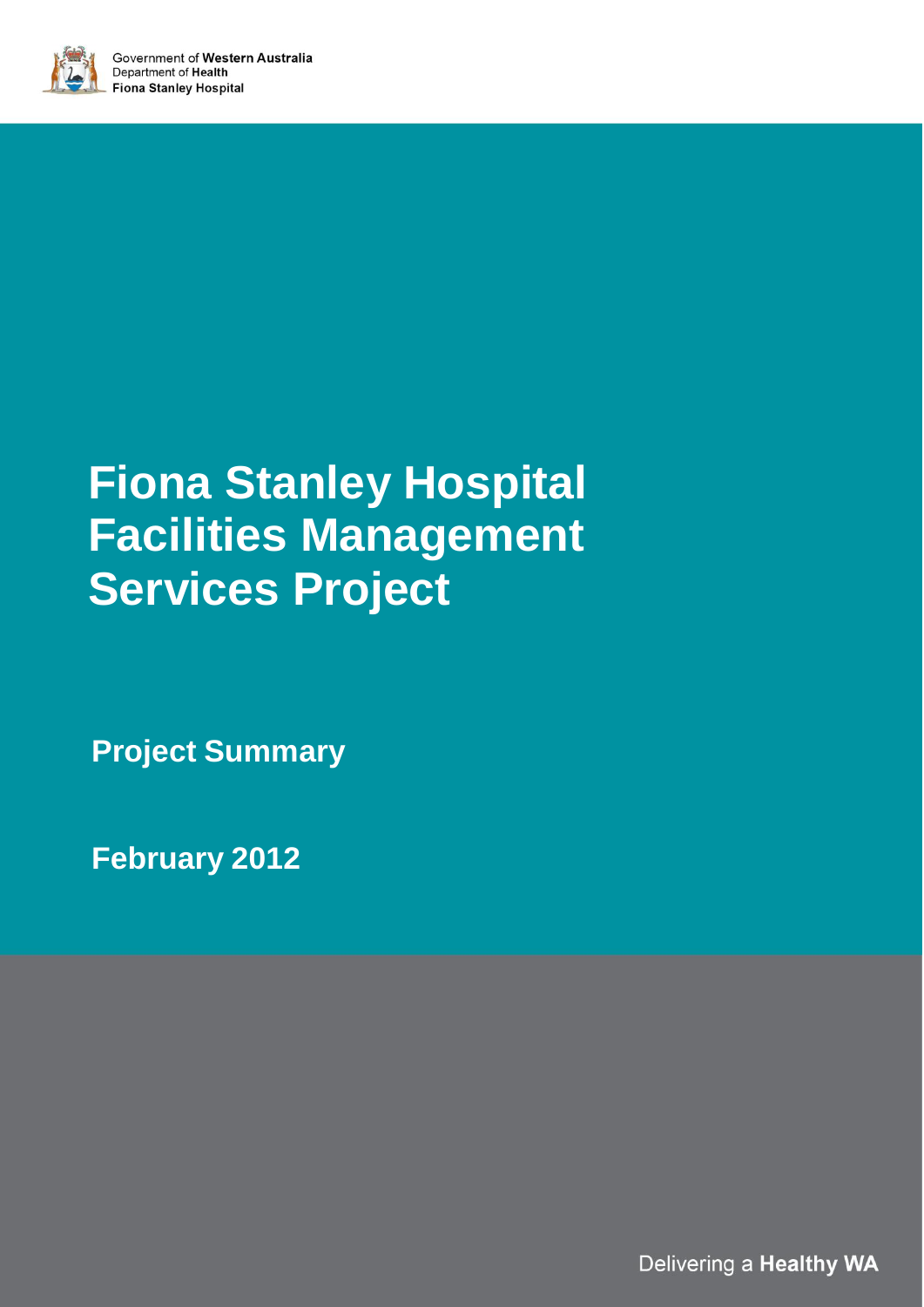Government of **Western Australia**
Department of **Health**
**Fiona Stanley Hospital**

# Fiona Stanley Hospital Facilities Management Services Project

## Project Summary

## February 2012

Delivering a **Healthy WA**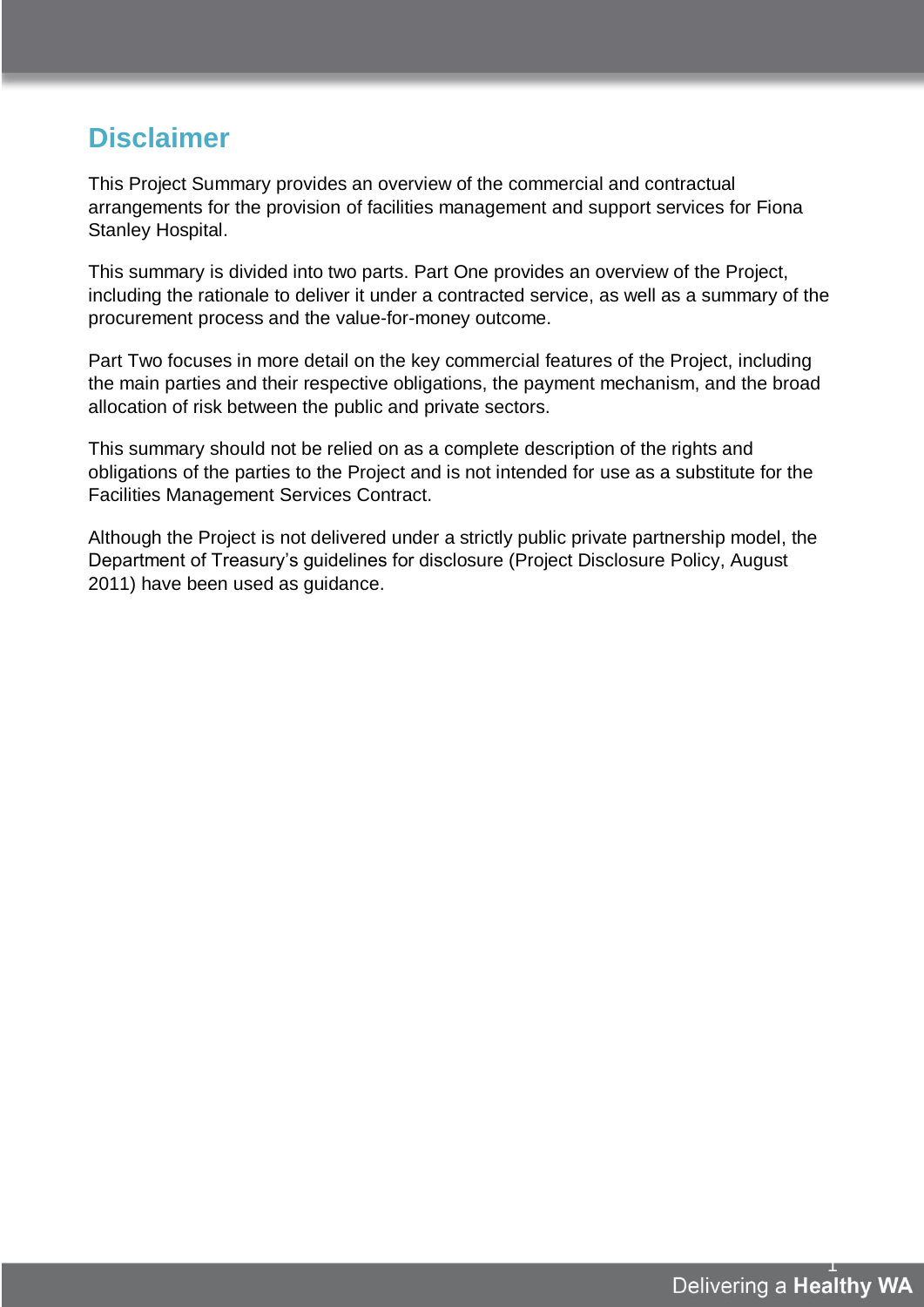## Disclaimer

This Project Summary provides an overview of the commercial and contractual arrangements for the provision of facilities management and support services for Fiona Stanley Hospital.

This summary is divided into two parts. Part One provides an overview of the Project, including the rationale to deliver it under a contracted service, as well as a summary of the procurement process and the value-for-money outcome.

Part Two focuses in more detail on the key commercial features of the Project, including the main parties and their respective obligations, the payment mechanism, and the broad allocation of risk between the public and private sectors.

This summary should not be relied on as a complete description of the rights and obligations of the parties to the Project and is not intended for use as a substitute for the Facilities Management Services Contract.

Although the Project is not delivered under a strictly public private partnership model, the Department of Treasury's guidelines for disclosure (Project Disclosure Policy, August 2011) have been used as guidance.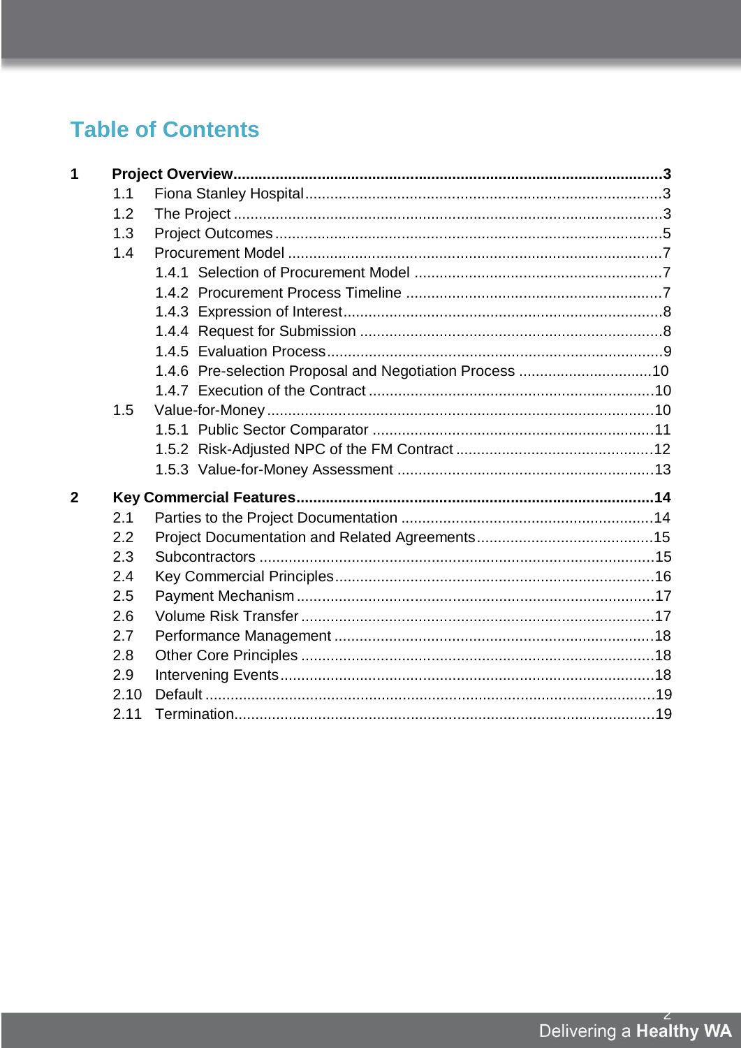# Table of Contents

**1 Project Overview .................................................................................................... 3**

- 1.1 Fiona Stanley Hospital .................................................................................... 3
- 1.2 The Project ..................................................................................................... 3
- 1.3 Project Outcomes ........................................................................................... 5
- 1.4 Procurement Model ........................................................................................ 7
  - 1.4.1 Selection of Procurement Model ........................................................... 7
  - 1.4.2 Procurement Process Timeline ............................................................. 7
  - 1.4.3 Expression of Interest ............................................................................ 8
  - 1.4.4 Request for Submission ........................................................................ 8
  - 1.4.5 Evaluation Process ................................................................................ 9
  - 1.4.6 Pre-selection Proposal and Negotiation Process ................................ 10
  - 1.4.7 Execution of the Contract .................................................................... 10
- 1.5 Value-for-Money ........................................................................................... 10
  - 1.5.1 Public Sector Comparator .................................................................... 11
  - 1.5.2 Risk-Adjusted NPC of the FM Contract ............................................... 12
  - 1.5.3 Value-for-Money Assessment ............................................................. 13

**2 Key Commercial Features .................................................................................... 14**

- 2.1 Parties to the Project Documentation ............................................................ 14
- 2.2 Project Documentation and Related Agreements .......................................... 15
- 2.3 Subcontractors ............................................................................................. 15
- 2.4 Key Commercial Principles ........................................................................... 16
- 2.5 Payment Mechanism .................................................................................... 17
- 2.6 Volume Risk Transfer ................................................................................... 17
- 2.7 Performance Management ............................................................................ 18
- 2.8 Other Core Principles ................................................................................... 18
- 2.9 Intervening Events ........................................................................................ 18
- 2.10 Default ......................................................................................................... 19
- 2.11 Termination .................................................................................................. 19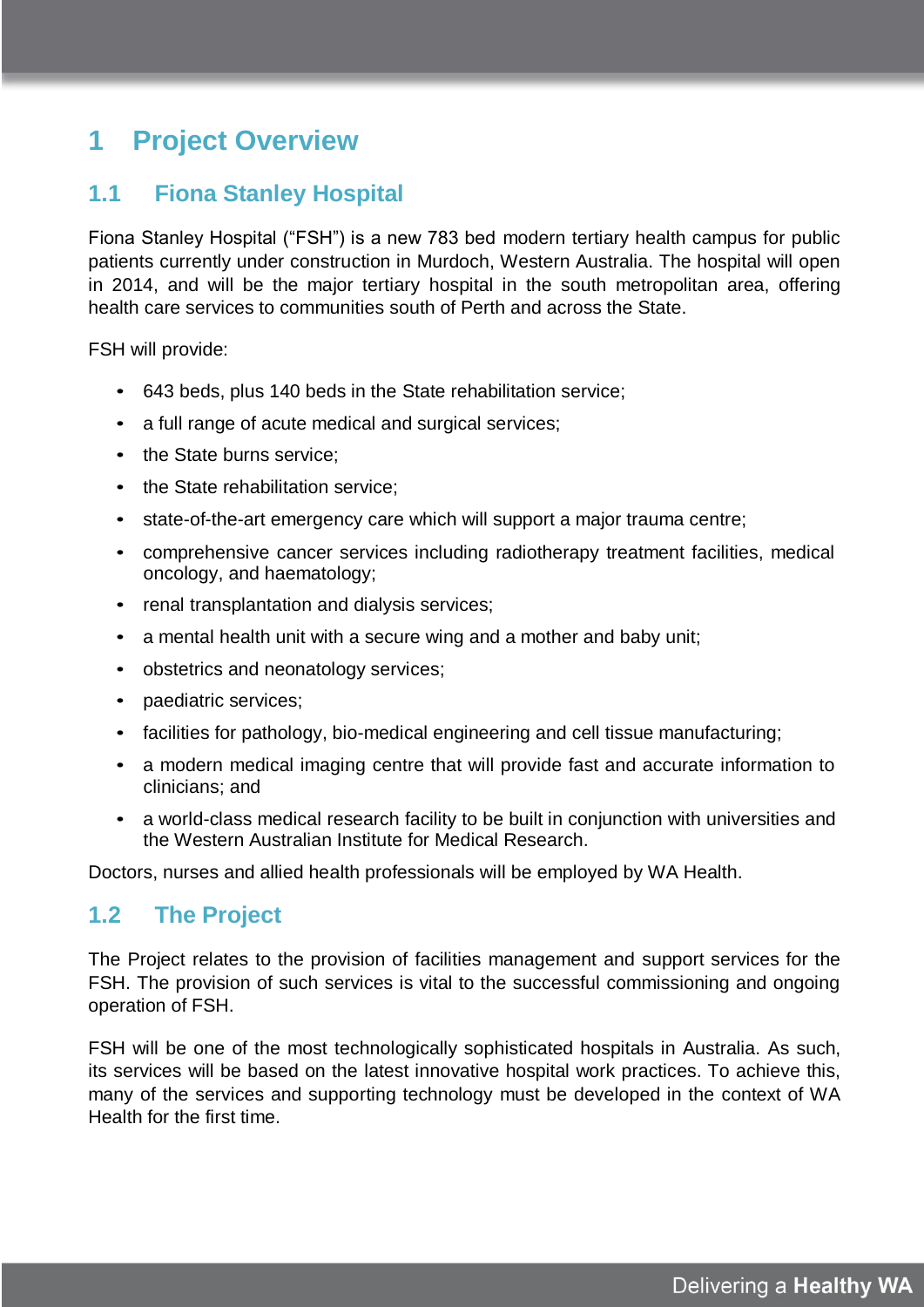# 1 Project Overview

## 1.1 Fiona Stanley Hospital

Fiona Stanley Hospital ("FSH") is a new 783 bed modern tertiary health campus for public patients currently under construction in Murdoch, Western Australia. The hospital will open in 2014, and will be the major tertiary hospital in the south metropolitan area, offering health care services to communities south of Perth and across the State.

FSH will provide:

- 643 beds, plus 140 beds in the State rehabilitation service;
- a full range of acute medical and surgical services;
- the State burns service;
- the State rehabilitation service;
- state-of-the-art emergency care which will support a major trauma centre;
- comprehensive cancer services including radiotherapy treatment facilities, medical oncology, and haematology;
- renal transplantation and dialysis services;
- a mental health unit with a secure wing and a mother and baby unit;
- obstetrics and neonatology services;
- paediatric services;
- facilities for pathology, bio-medical engineering and cell tissue manufacturing;
- a modern medical imaging centre that will provide fast and accurate information to clinicians; and
- a world-class medical research facility to be built in conjunction with universities and the Western Australian Institute for Medical Research.

Doctors, nurses and allied health professionals will be employed by WA Health.

## 1.2 The Project

The Project relates to the provision of facilities management and support services for the FSH. The provision of such services is vital to the successful commissioning and ongoing operation of FSH.

FSH will be one of the most technologically sophisticated hospitals in Australia. As such, its services will be based on the latest innovative hospital work practices. To achieve this, many of the services and supporting technology must be developed in the context of WA Health for the first time.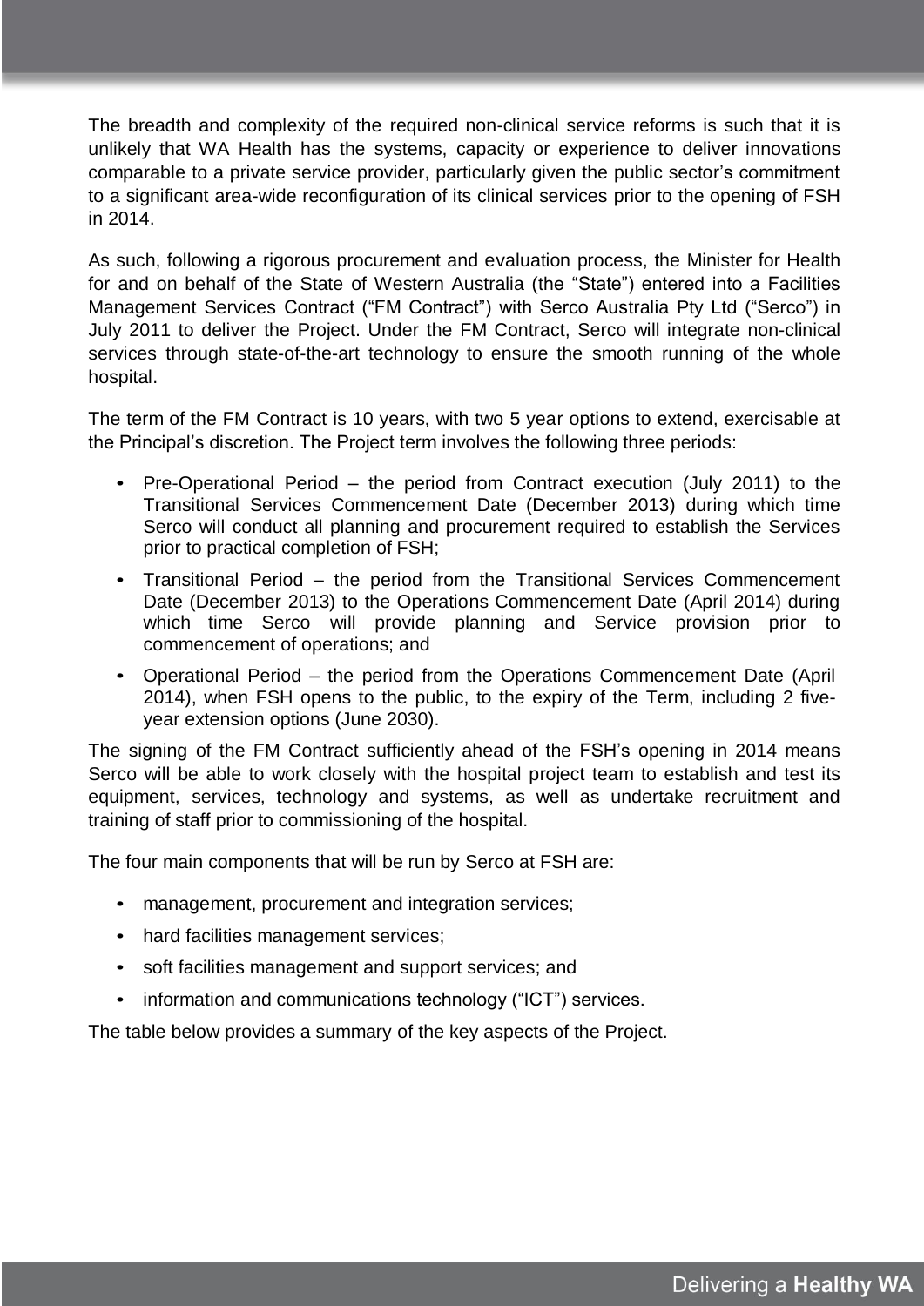The breadth and complexity of the required non-clinical service reforms is such that it is unlikely that WA Health has the systems, capacity or experience to deliver innovations comparable to a private service provider, particularly given the public sector's commitment to a significant area-wide reconfiguration of its clinical services prior to the opening of FSH in 2014.

As such, following a rigorous procurement and evaluation process, the Minister for Health for and on behalf of the State of Western Australia (the "State") entered into a Facilities Management Services Contract ("FM Contract") with Serco Australia Pty Ltd ("Serco") in July 2011 to deliver the Project. Under the FM Contract, Serco will integrate non-clinical services through state-of-the-art technology to ensure the smooth running of the whole hospital.

The term of the FM Contract is 10 years, with two 5 year options to extend, exercisable at the Principal's discretion. The Project term involves the following three periods:

- Pre-Operational Period – the period from Contract execution (July 2011) to the Transitional Services Commencement Date (December 2013) during which time Serco will conduct all planning and procurement required to establish the Services prior to practical completion of FSH;
- Transitional Period – the period from the Transitional Services Commencement Date (December 2013) to the Operations Commencement Date (April 2014) during which time Serco will provide planning and Service provision prior to commencement of operations; and
- Operational Period – the period from the Operations Commencement Date (April 2014), when FSH opens to the public, to the expiry of the Term, including 2 five-year extension options (June 2030).

The signing of the FM Contract sufficiently ahead of the FSH's opening in 2014 means Serco will be able to work closely with the hospital project team to establish and test its equipment, services, technology and systems, as well as undertake recruitment and training of staff prior to commissioning of the hospital.

The four main components that will be run by Serco at FSH are:

- management, procurement and integration services;
- hard facilities management services;
- soft facilities management and support services; and
- information and communications technology ("ICT") services.

The table below provides a summary of the key aspects of the Project.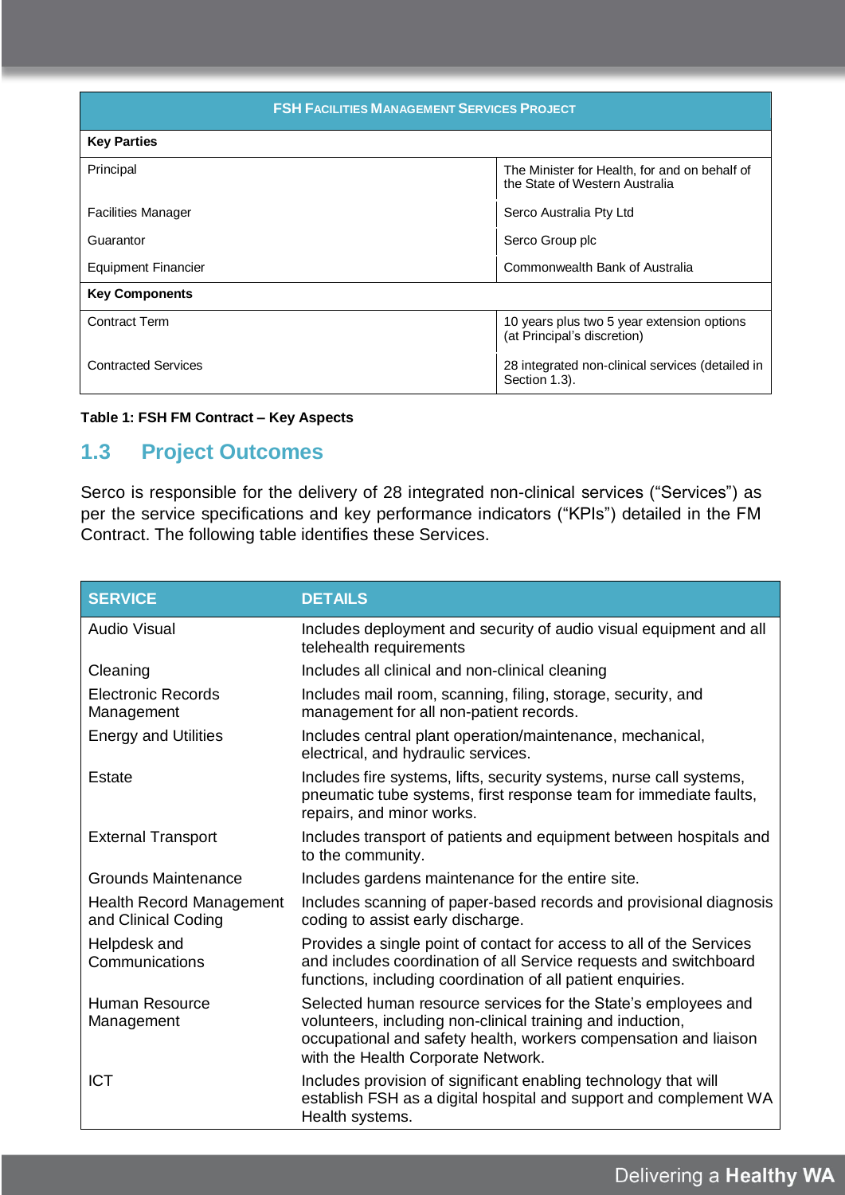| FSH Facilities Management Services Project | |
|---|---|
| **Key Parties** | |
| Principal | The Minister for Health, for and on behalf of the State of Western Australia |
| Facilities Manager | Serco Australia Pty Ltd |
| Guarantor | Serco Group plc |
| Equipment Financier | Commonwealth Bank of Australia |
| **Key Components** | |
| Contract Term | 10 years plus two 5 year extension options (at Principal's discretion) |
| Contracted Services | 28 integrated non-clinical services (detailed in Section 1.3). |

**Table 1: FSH FM Contract – Key Aspects**

## 1.3 Project Outcomes

Serco is responsible for the delivery of 28 integrated non-clinical services ("Services") as per the service specifications and key performance indicators ("KPIs") detailed in the FM Contract. The following table identifies these Services.

| SERVICE | DETAILS |
|---|---|
| Audio Visual | Includes deployment and security of audio visual equipment and all telehealth requirements |
| Cleaning | Includes all clinical and non-clinical cleaning |
| Electronic Records Management | Includes mail room, scanning, filing, storage, security, and management for all non-patient records. |
| Energy and Utilities | Includes central plant operation/maintenance, mechanical, electrical, and hydraulic services. |
| Estate | Includes fire systems, lifts, security systems, nurse call systems, pneumatic tube systems, first response team for immediate faults, repairs, and minor works. |
| External Transport | Includes transport of patients and equipment between hospitals and to the community. |
| Grounds Maintenance | Includes gardens maintenance for the entire site. |
| Health Record Management and Clinical Coding | Includes scanning of paper-based records and provisional diagnosis coding to assist early discharge. |
| Helpdesk and Communications | Provides a single point of contact for access to all of the Services and includes coordination of all Service requests and switchboard functions, including coordination of all patient enquiries. |
| Human Resource Management | Selected human resource services for the State's employees and volunteers, including non-clinical training and induction, occupational and safety health, workers compensation and liaison with the Health Corporate Network. |
| ICT | Includes provision of significant enabling technology that will establish FSH as a digital hospital and support and complement WA Health systems. |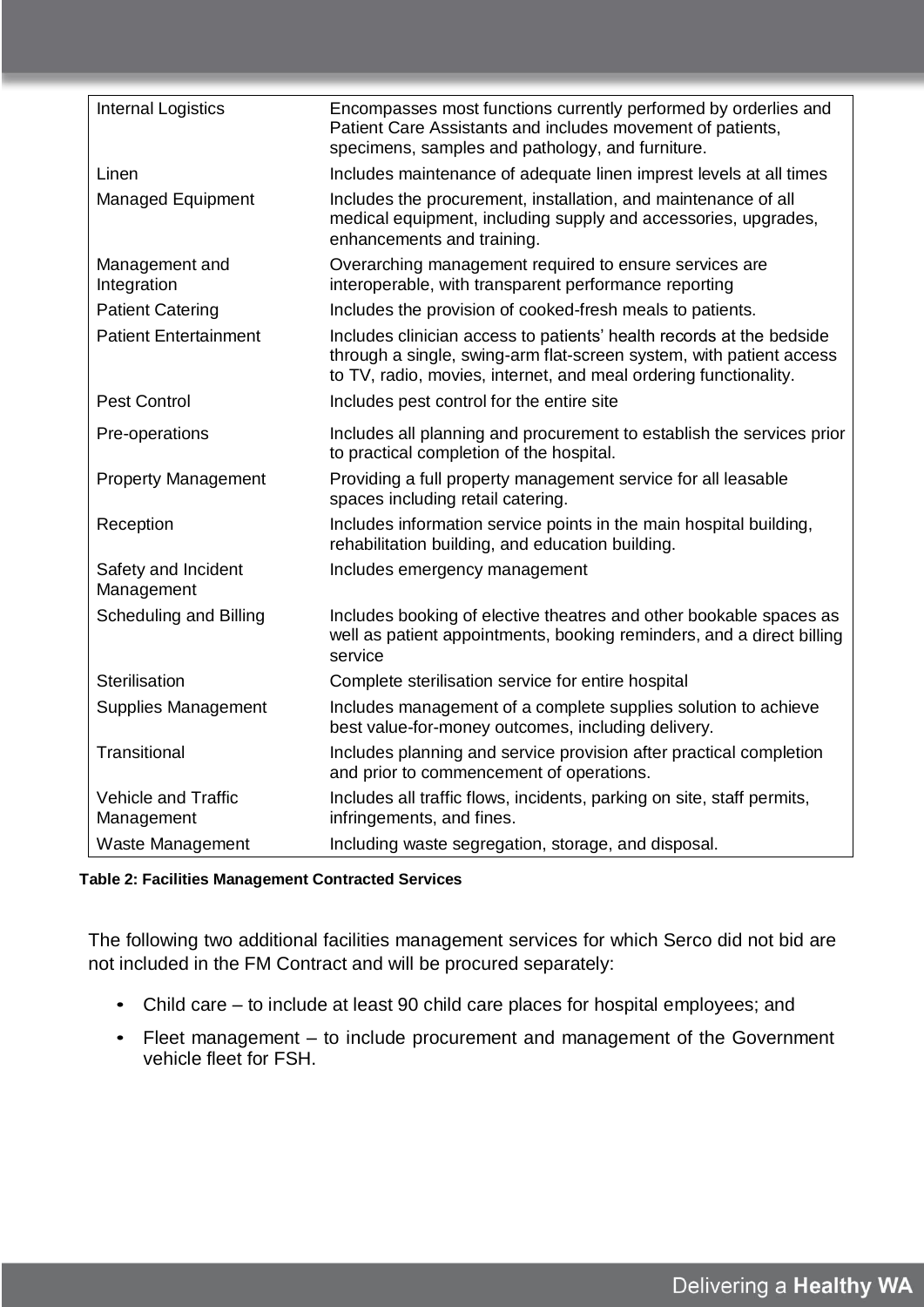| Service | Description |
|---|---|
| Internal Logistics | Encompasses most functions currently performed by orderlies and Patient Care Assistants and includes movement of patients, specimens, samples and pathology, and furniture. |
| Linen | Includes maintenance of adequate linen impress levels at all times |
| Managed Equipment | Includes the procurement, installation, and maintenance of all medical equipment, including supply and accessories, upgrades, enhancements and training. |
| Management and Integration | Overarching management required to ensure services are interoperable, with transparent performance reporting |
| Patient Catering | Includes the provision of cooked-fresh meals to patients. |
| Patient Entertainment | Includes clinician access to patients' health records at the bedside through a single, swing-arm flat-screen system, with patient access to TV, radio, movies, internet, and meal ordering functionality. |
| Pest Control | Includes pest control for the entire site |
| Pre-operations | Includes all planning and procurement to establish the services prior to practical completion of the hospital. |
| Property Management | Providing a full property management service for all leasable spaces including retail catering. |
| Reception | Includes information service points in the main hospital building, rehabilitation building, and education building. |
| Safety and Incident Management | Includes emergency management |
| Scheduling and Billing | Includes booking of elective theatres and other bookable spaces as well as patient appointments, booking reminders, and a direct billing service |
| Sterilisation | Complete sterilisation service for entire hospital |
| Supplies Management | Includes management of a complete supplies solution to achieve best value-for-money outcomes, including delivery. |
| Transitional | Includes planning and service provision after practical completion and prior to commencement of operations. |
| Vehicle and Traffic Management | Includes all traffic flows, incidents, parking on site, staff permits, infringements, and fines. |
| Waste Management | Including waste segregation, storage, and disposal. |

**Table 2: Facilities Management Contracted Services**

The following two additional facilities management services for which Serco did not bid are not included in the FM Contract and will be procured separately:

- Child care – to include at least 90 child care places for hospital employees; and
- Fleet management – to include procurement and management of the Government vehicle fleet for FSH.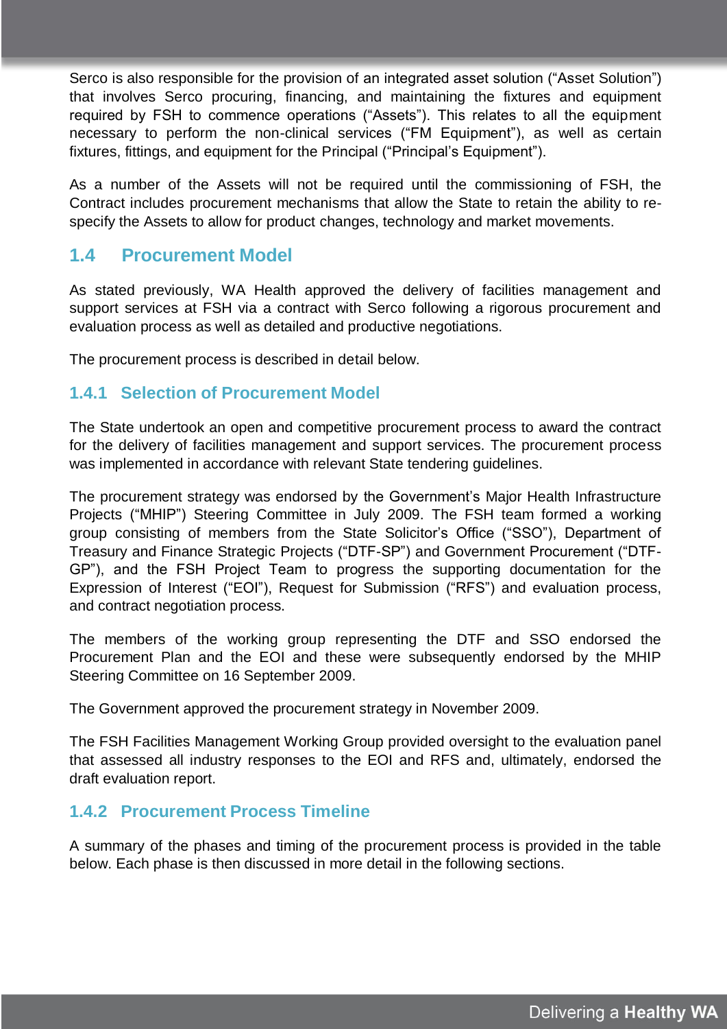Serco is also responsible for the provision of an integrated asset solution ("Asset Solution") that involves Serco procuring, financing, and maintaining the fixtures and equipment required by FSH to commence operations ("Assets"). This relates to all the equipment necessary to perform the non-clinical services ("FM Equipment"), as well as certain fixtures, fittings, and equipment for the Principal ("Principal's Equipment").

As a number of the Assets will not be required until the commissioning of FSH, the Contract includes procurement mechanisms that allow the State to retain the ability to re-specify the Assets to allow for product changes, technology and market movements.

## 1.4 Procurement Model

As stated previously, WA Health approved the delivery of facilities management and support services at FSH via a contract with Serco following a rigorous procurement and evaluation process as well as detailed and productive negotiations.

The procurement process is described in detail below.

### 1.4.1 Selection of Procurement Model

The State undertook an open and competitive procurement process to award the contract for the delivery of facilities management and support services. The procurement process was implemented in accordance with relevant State tendering guidelines.

The procurement strategy was endorsed by the Government's Major Health Infrastructure Projects ("MHIP") Steering Committee in July 2009. The FSH team formed a working group consisting of members from the State Solicitor's Office ("SSO"), Department of Treasury and Finance Strategic Projects ("DTF-SP") and Government Procurement ("DTF-GP"), and the FSH Project Team to progress the supporting documentation for the Expression of Interest ("EOI"), Request for Submission ("RFS") and evaluation process, and contract negotiation process.

The members of the working group representing the DTF and SSO endorsed the Procurement Plan and the EOI and these were subsequently endorsed by the MHIP Steering Committee on 16 September 2009.

The Government approved the procurement strategy in November 2009.

The FSH Facilities Management Working Group provided oversight to the evaluation panel that assessed all industry responses to the EOI and RFS and, ultimately, endorsed the draft evaluation report.

### 1.4.2 Procurement Process Timeline

A summary of the phases and timing of the procurement process is provided in the table below. Each phase is then discussed in more detail in the following sections.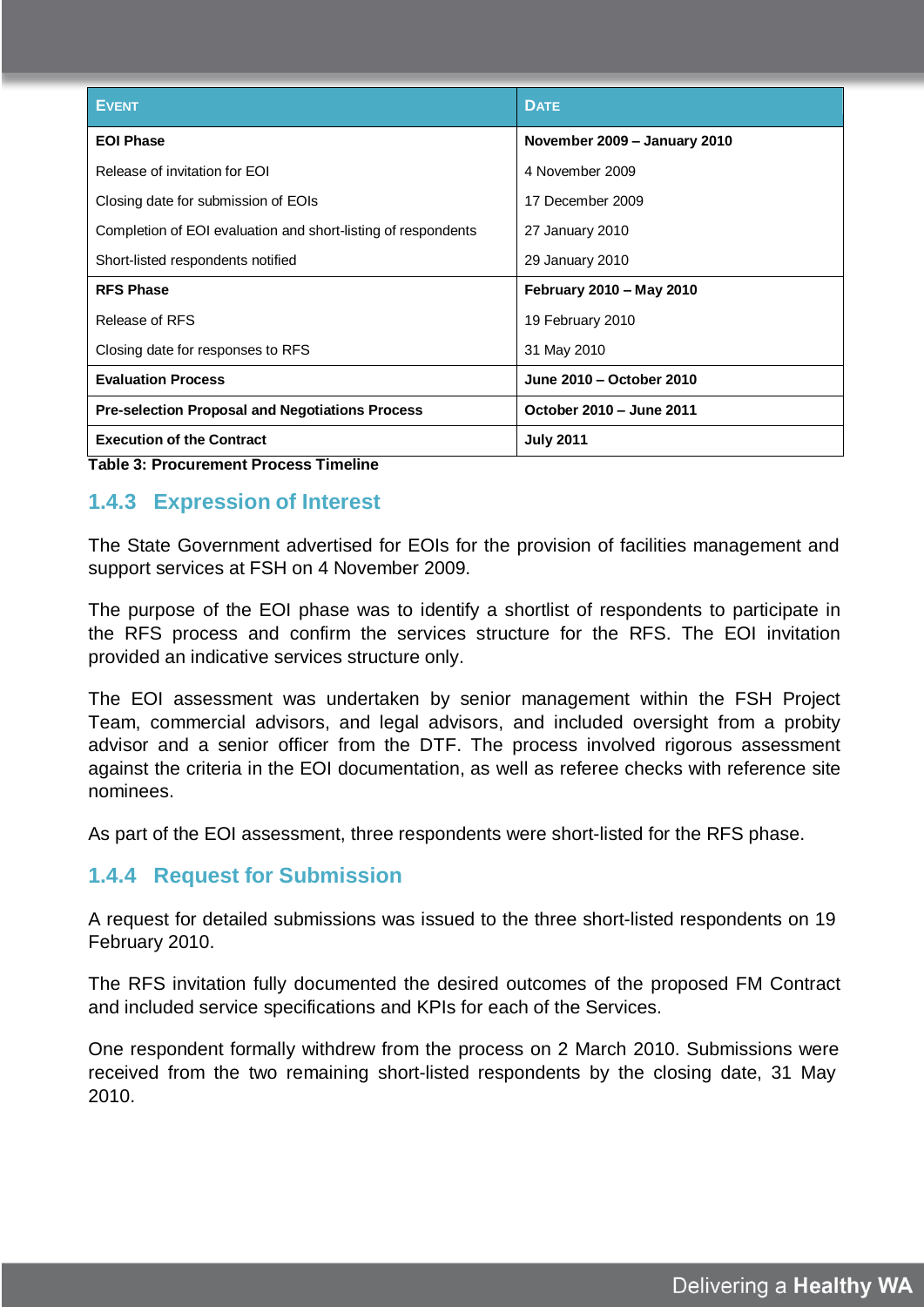| EVENT | DATE |
|---|---|
| **EOI Phase** | **November 2009 – January 2010** |
| Release of invitation for EOI | 4 November 2009 |
| Closing date for submission of EOIs | 17 December 2009 |
| Completion of EOI evaluation and short-listing of respondents | 27 January 2010 |
| Short-listed respondents notified | 29 January 2010 |
| **RFS Phase** | **February 2010 – May 2010** |
| Release of RFS | 19 February 2010 |
| Closing date for responses to RFS | 31 May 2010 |
| **Evaluation Process** | **June 2010 – October 2010** |
| **Pre-selection Proposal and Negotiations Process** | **October 2010 – June 2011** |
| **Execution of the Contract** | **July 2011** |

**Table 3: Procurement Process Timeline**

### 1.4.3 Expression of Interest

The State Government advertised for EOIs for the provision of facilities management and support services at FSH on 4 November 2009.

The purpose of the EOI phase was to identify a shortlist of respondents to participate in the RFS process and confirm the services structure for the RFS. The EOI invitation provided an indicative services structure only.

The EOI assessment was undertaken by senior management within the FSH Project Team, commercial advisors, and legal advisors, and included oversight from a probity advisor and a senior officer from the DTF. The process involved rigorous assessment against the criteria in the EOI documentation, as well as referee checks with reference site nominees.

As part of the EOI assessment, three respondents were short-listed for the RFS phase.

### 1.4.4 Request for Submission

A request for detailed submissions was issued to the three short-listed respondents on 19 February 2010.

The RFS invitation fully documented the desired outcomes of the proposed FM Contract and included service specifications and KPIs for each of the Services.

One respondent formally withdrew from the process on 2 March 2010. Submissions were received from the two remaining short-listed respondents by the closing date, 31 May 2010.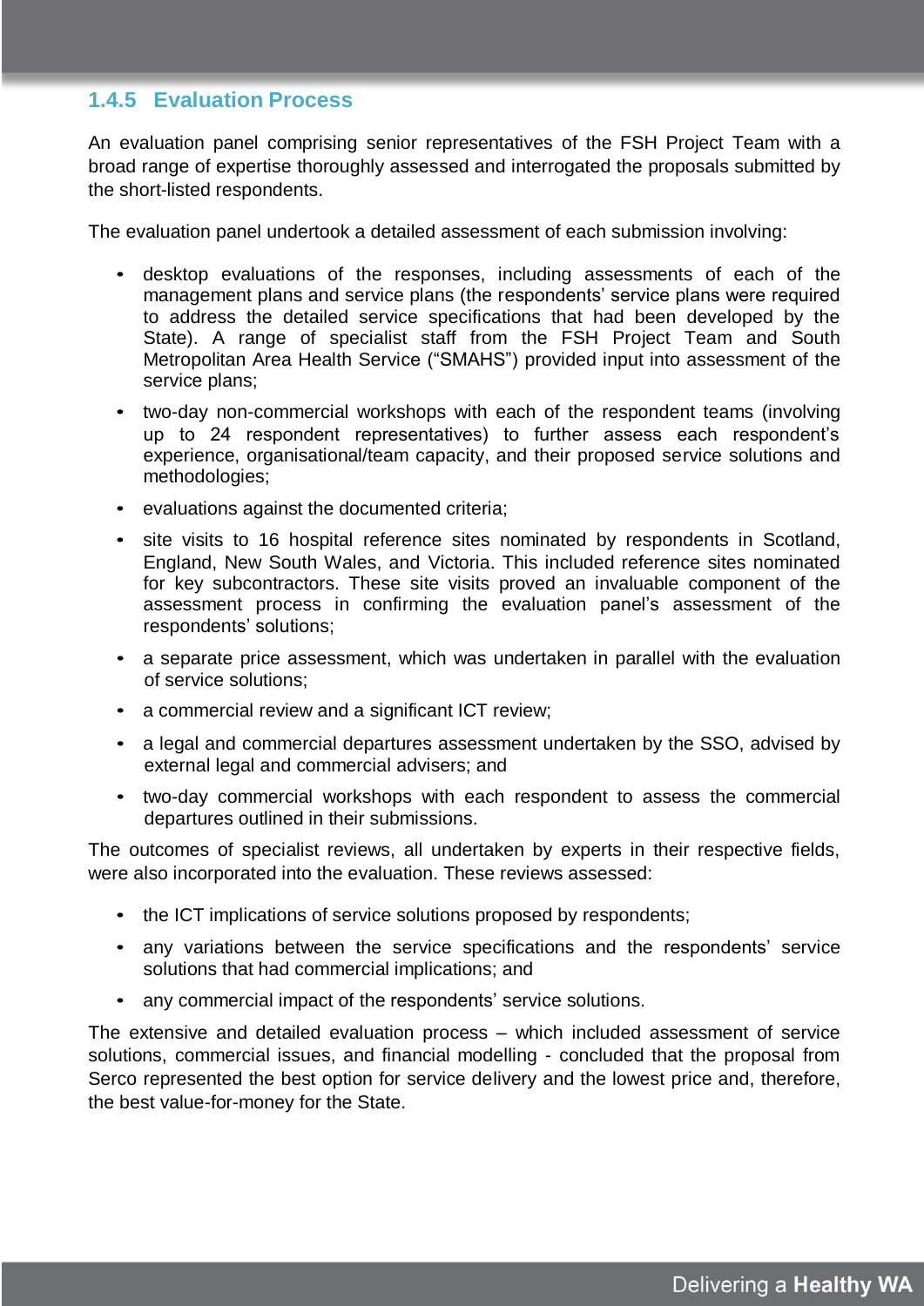### 1.4.5 Evaluation Process

An evaluation panel comprising senior representatives of the FSH Project Team with a broad range of expertise thoroughly assessed and interrogated the proposals submitted by the short-listed respondents.

The evaluation panel undertook a detailed assessment of each submission involving:

- desktop evaluations of the responses, including assessments of each of the management plans and service plans (the respondents' service plans were required to address the detailed service specifications that had been developed by the State). A range of specialist staff from the FSH Project Team and South Metropolitan Area Health Service ("SMAHS") provided input into assessment of the service plans;
- two-day non-commercial workshops with each of the respondent teams (involving up to 24 respondent representatives) to further assess each respondent's experience, organisational/team capacity, and their proposed service solutions and methodologies;
- evaluations against the documented criteria;
- site visits to 16 hospital reference sites nominated by respondents in Scotland, England, New South Wales, and Victoria. This included reference sites nominated for key subcontractors. These site visits proved an invaluable component of the assessment process in confirming the evaluation panel's assessment of the respondents' solutions;
- a separate price assessment, which was undertaken in parallel with the evaluation of service solutions;
- a commercial review and a significant ICT review;
- a legal and commercial departures assessment undertaken by the SSO, advised by external legal and commercial advisers; and
- two-day commercial workshops with each respondent to assess the commercial departures outlined in their submissions.

The outcomes of specialist reviews, all undertaken by experts in their respective fields, were also incorporated into the evaluation. These reviews assessed:

- the ICT implications of service solutions proposed by respondents;
- any variations between the service specifications and the respondents' service solutions that had commercial implications; and
- any commercial impact of the respondents' service solutions.

The extensive and detailed evaluation process – which included assessment of service solutions, commercial issues, and financial modelling - concluded that the proposal from Serco represented the best option for service delivery and the lowest price and, therefore, the best value-for-money for the State.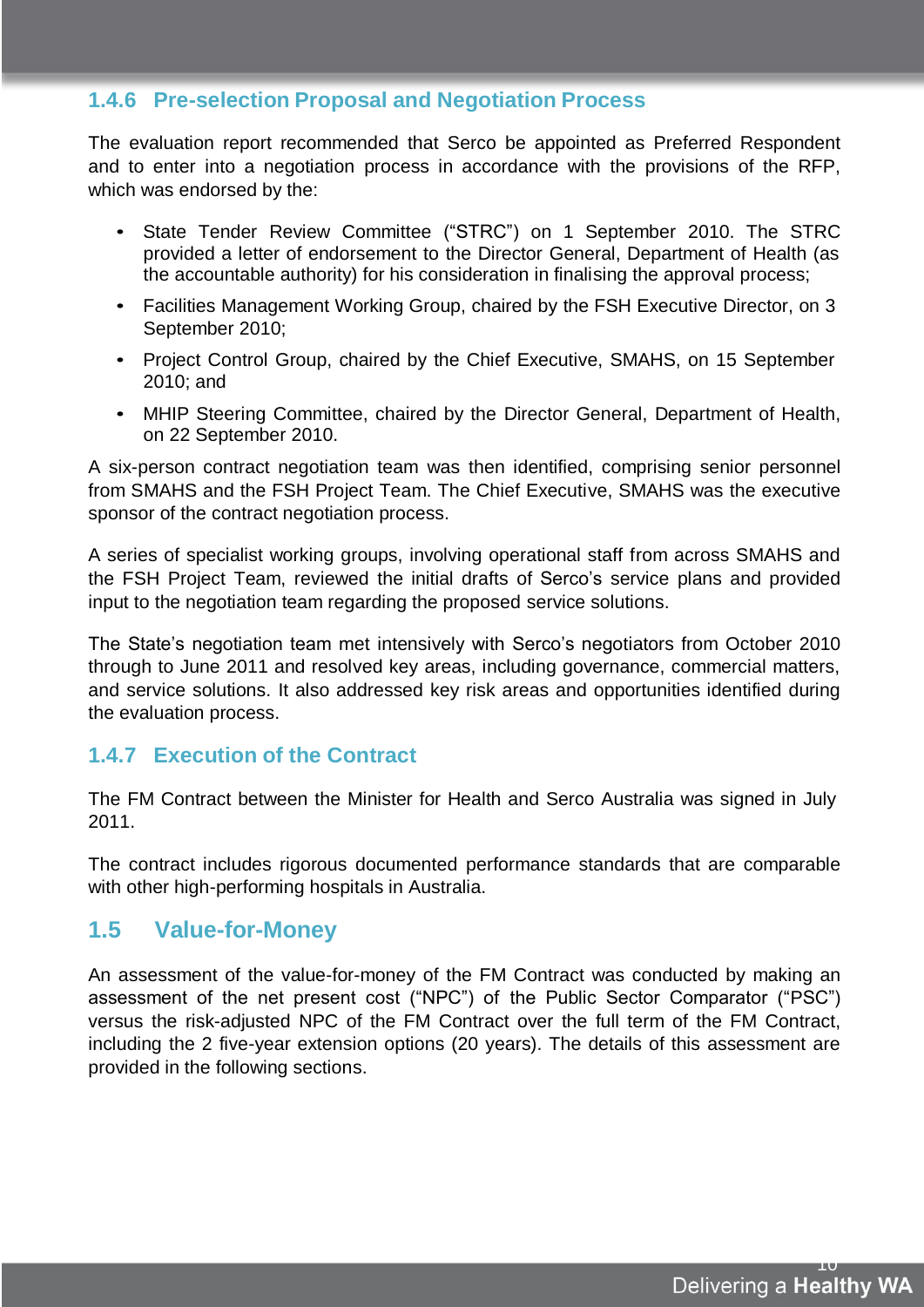### 1.4.6 Pre-selection Proposal and Negotiation Process

The evaluation report recommended that Serco be appointed as Preferred Respondent and to enter into a negotiation process in accordance with the provisions of the RFP, which was endorsed by the:

- State Tender Review Committee ("STRC") on 1 September 2010. The STRC provided a letter of endorsement to the Director General, Department of Health (as the accountable authority) for his consideration in finalising the approval process;
- Facilities Management Working Group, chaired by the FSH Executive Director, on 3 September 2010;
- Project Control Group, chaired by the Chief Executive, SMAHS, on 15 September 2010; and
- MHIP Steering Committee, chaired by the Director General, Department of Health, on 22 September 2010.

A six-person contract negotiation team was then identified, comprising senior personnel from SMAHS and the FSH Project Team. The Chief Executive, SMAHS was the executive sponsor of the contract negotiation process.

A series of specialist working groups, involving operational staff from across SMAHS and the FSH Project Team, reviewed the initial drafts of Serco's service plans and provided input to the negotiation team regarding the proposed service solutions.

The State's negotiation team met intensively with Serco's negotiators from October 2010 through to June 2011 and resolved key areas, including governance, commercial matters, and service solutions. It also addressed key risk areas and opportunities identified during the evaluation process.

### 1.4.7 Execution of the Contract

The FM Contract between the Minister for Health and Serco Australia was signed in July 2011.

The contract includes rigorous documented performance standards that are comparable with other high-performing hospitals in Australia.

## 1.5 Value-for-Money

An assessment of the value-for-money of the FM Contract was conducted by making an assessment of the net present cost ("NPC") of the Public Sector Comparator ("PSC") versus the risk-adjusted NPC of the FM Contract over the full term of the FM Contract, including the 2 five-year extension options (20 years). The details of this assessment are provided in the following sections.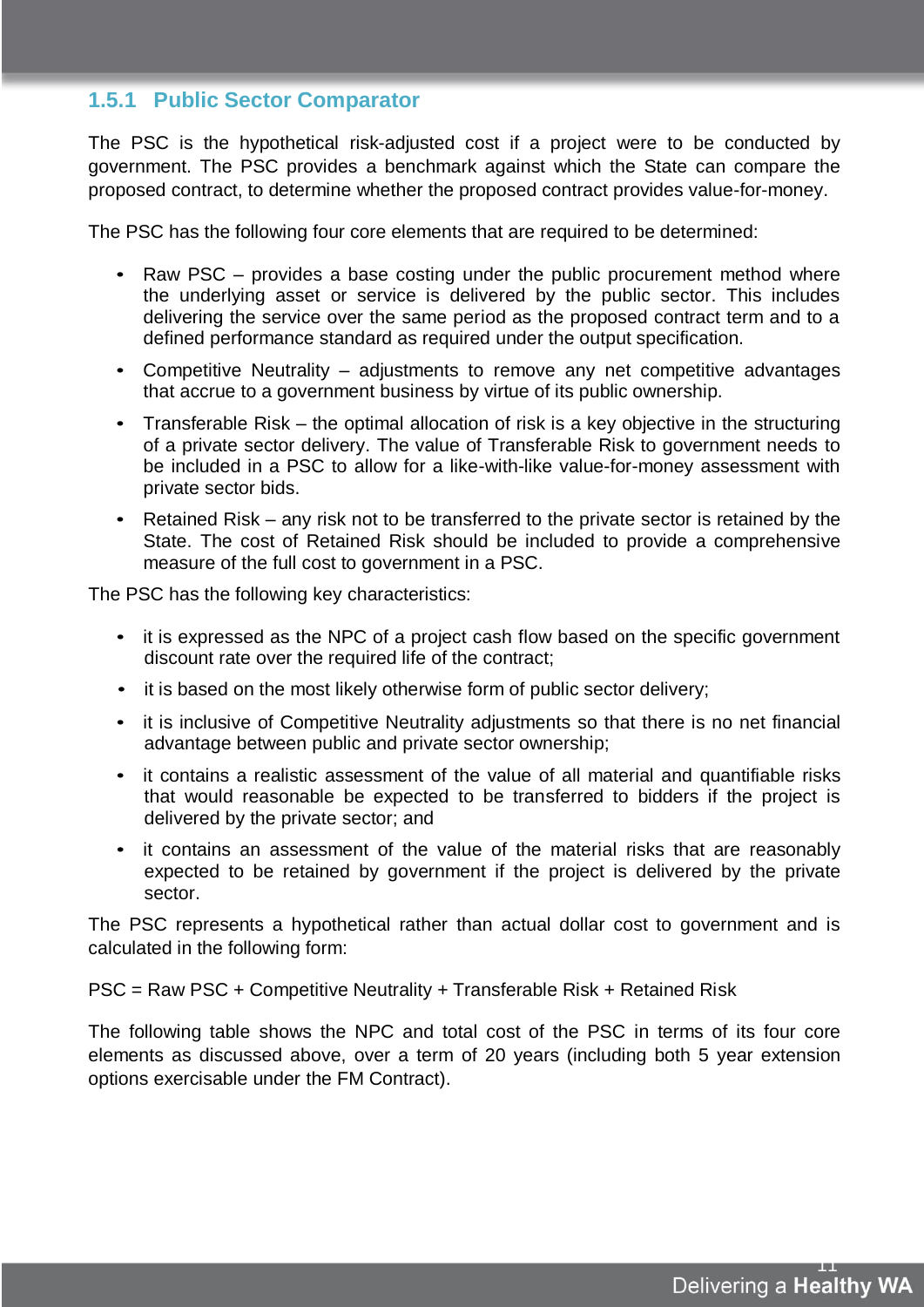### 1.5.1 Public Sector Comparator

The PSC is the hypothetical risk-adjusted cost if a project were to be conducted by government. The PSC provides a benchmark against which the State can compare the proposed contract, to determine whether the proposed contract provides value-for-money.

The PSC has the following four core elements that are required to be determined:

- Raw PSC – provides a base costing under the public procurement method where the underlying asset or service is delivered by the public sector. This includes delivering the service over the same period as the proposed contract term and to a defined performance standard as required under the output specification.
- Competitive Neutrality – adjustments to remove any net competitive advantages that accrue to a government business by virtue of its public ownership.
- Transferable Risk – the optimal allocation of risk is a key objective in the structuring of a private sector delivery. The value of Transferable Risk to government needs to be included in a PSC to allow for a like-with-like value-for-money assessment with private sector bids.
- Retained Risk – any risk not to be transferred to the private sector is retained by the State. The cost of Retained Risk should be included to provide a comprehensive measure of the full cost to government in a PSC.

The PSC has the following key characteristics:

- it is expressed as the NPC of a project cash flow based on the specific government discount rate over the required life of the contract;
- it is based on the most likely otherwise form of public sector delivery;
- it is inclusive of Competitive Neutrality adjustments so that there is no net financial advantage between public and private sector ownership;
- it contains a realistic assessment of the value of all material and quantifiable risks that would reasonable be expected to be transferred to bidders if the project is delivered by the private sector; and
- it contains an assessment of the value of the material risks that are reasonably expected to be retained by government if the project is delivered by the private sector.

The PSC represents a hypothetical rather than actual dollar cost to government and is calculated in the following form:

PSC = Raw PSC + Competitive Neutrality + Transferable Risk + Retained Risk

The following table shows the NPC and total cost of the PSC in terms of its four core elements as discussed above, over a term of 20 years (including both 5 year extension options exercisable under the FM Contract).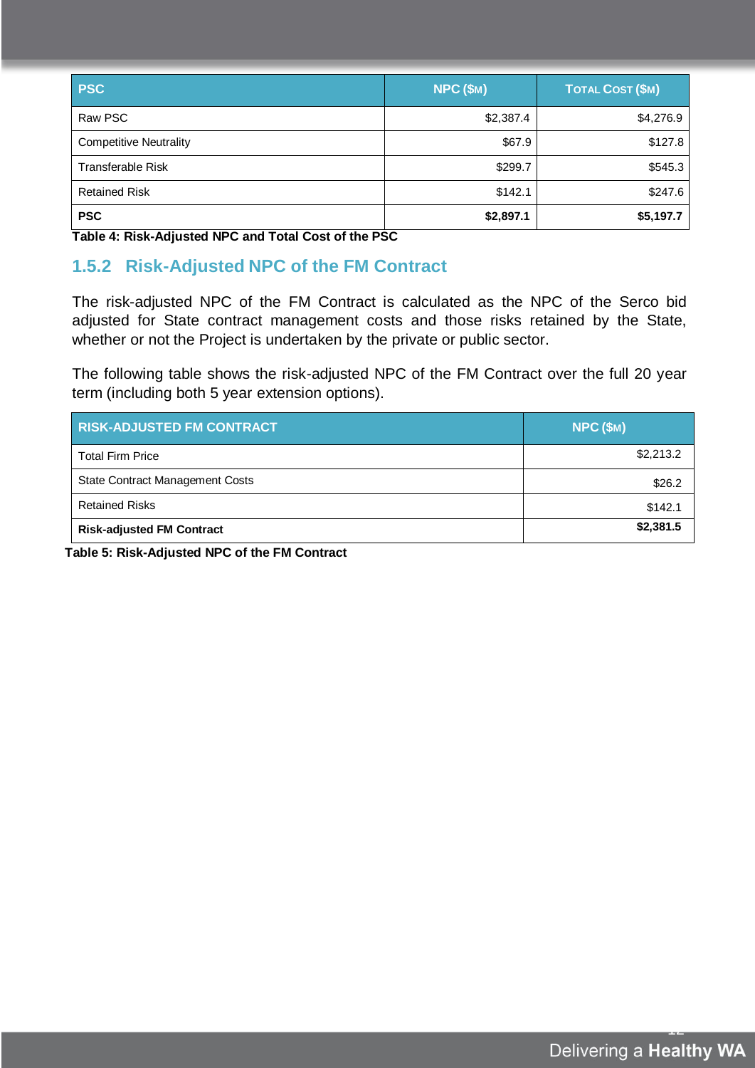| PSC | NPC ($M) | TOTAL COST ($M) |
| --- | --- | --- |
| Raw PSC | $2,387.4 | $4,276.9 |
| Competitive Neutrality | $67.9 | $127.8 |
| Transferable Risk | $299.7 | $545.3 |
| Retained Risk | $142.1 | $247.6 |
| **PSC** | **$2,897.1** | **$5,197.7** |

**Table 4: Risk-Adjusted NPC and Total Cost of the PSC**

### 1.5.2 Risk-Adjusted NPC of the FM Contract

The risk-adjusted NPC of the FM Contract is calculated as the NPC of the Serco bid adjusted for State contract management costs and those risks retained by the State, whether or not the Project is undertaken by the private or public sector.

The following table shows the risk-adjusted NPC of the FM Contract over the full 20 year term (including both 5 year extension options).

| RISK-ADJUSTED FM CONTRACT | NPC ($M) |
| --- | --- |
| Total Firm Price | $2,213.2 |
| State Contract Management Costs | $26.2 |
| Retained Risks | $142.1 |
| **Risk-adjusted FM Contract** | **$2,381.5** |

**Table 5: Risk-Adjusted NPC of the FM Contract**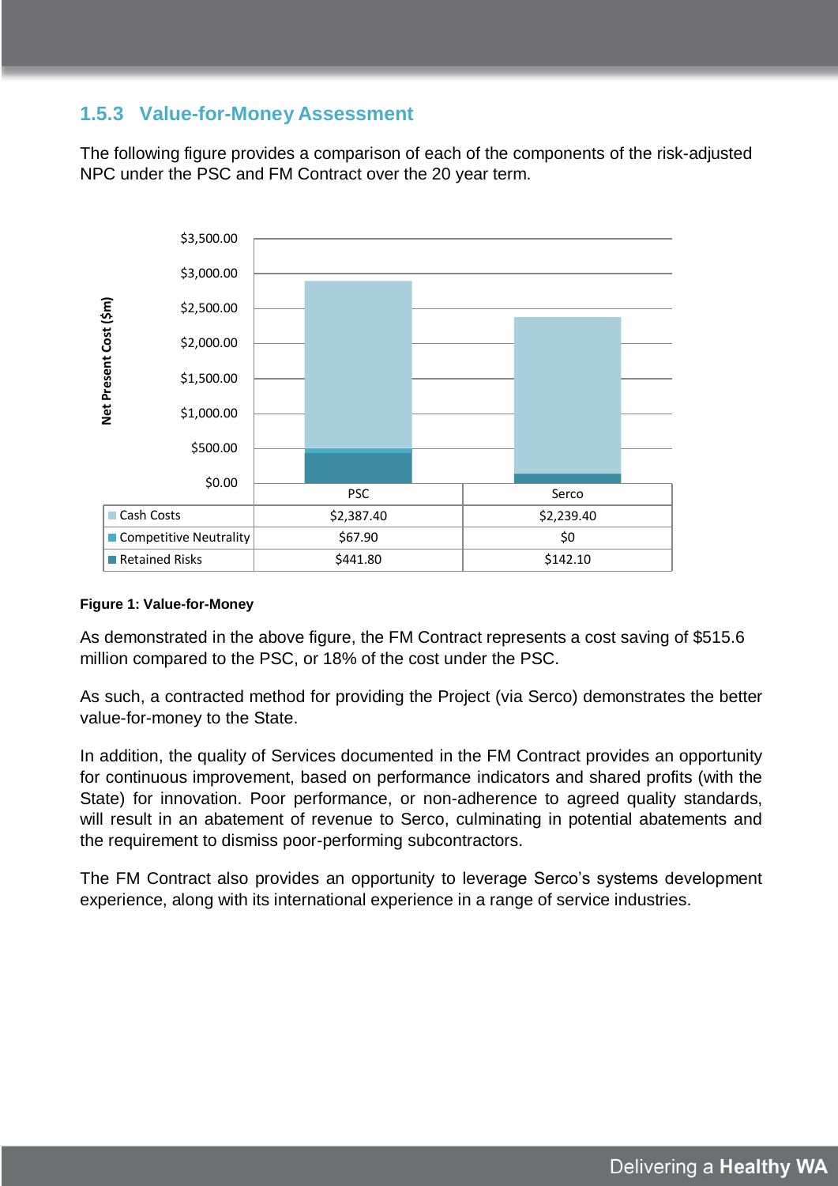### 1.5.3 Value-for-Money Assessment

The following figure provides a comparison of each of the components of the risk-adjusted NPC under the PSC and FM Contract over the 20 year term.

| Net Present Cost ($m) | PSC | Serco |
|---|---|---|
| Cash Costs | $2,387.40 | $2,239.40 |
| Competitive Neutrality | $67.90 | $0 |
| Retained Risks | $441.80 | $142.10 |

**Figure 1: Value-for-Money**

As demonstrated in the above figure, the FM Contract represents a cost saving of $515.6 million compared to the PSC, or 18% of the cost under the PSC.

As such, a contracted method for providing the Project (via Serco) demonstrates the better value-for-money to the State.

In addition, the quality of Services documented in the FM Contract provides an opportunity for continuous improvement, based on performance indicators and shared profits (with the State) for innovation. Poor performance, or non-adherence to agreed quality standards, will result in an abatement of revenue to Serco, culminating in potential abatements and the requirement to dismiss poor-performing subcontractors.

The FM Contract also provides an opportunity to leverage Serco's systems development experience, along with its international experience in a range of service industries.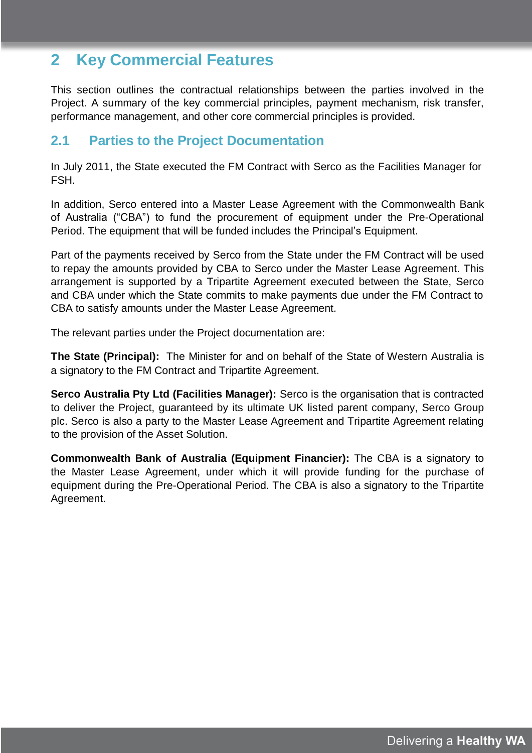# 2 Key Commercial Features

This section outlines the contractual relationships between the parties involved in the Project. A summary of the key commercial principles, payment mechanism, risk transfer, performance management, and other core commercial principles is provided.

## 2.1 Parties to the Project Documentation

In July 2011, the State executed the FM Contract with Serco as the Facilities Manager for FSH.

In addition, Serco entered into a Master Lease Agreement with the Commonwealth Bank of Australia ("CBA") to fund the procurement of equipment under the Pre-Operational Period. The equipment that will be funded includes the Principal's Equipment.

Part of the payments received by Serco from the State under the FM Contract will be used to repay the amounts provided by CBA to Serco under the Master Lease Agreement. This arrangement is supported by a Tripartite Agreement executed between the State, Serco and CBA under which the State commits to make payments due under the FM Contract to CBA to satisfy amounts under the Master Lease Agreement.

The relevant parties under the Project documentation are:

**The State (Principal):** The Minister for and on behalf of the State of Western Australia is a signatory to the FM Contract and Tripartite Agreement.

**Serco Australia Pty Ltd (Facilities Manager):** Serco is the organisation that is contracted to deliver the Project, guaranteed by its ultimate UK listed parent company, Serco Group plc. Serco is also a party to the Master Lease Agreement and Tripartite Agreement relating to the provision of the Asset Solution.

**Commonwealth Bank of Australia (Equipment Financier):** The CBA is a signatory to the Master Lease Agreement, under which it will provide funding for the purchase of equipment during the Pre-Operational Period. The CBA is also a signatory to the Tripartite Agreement.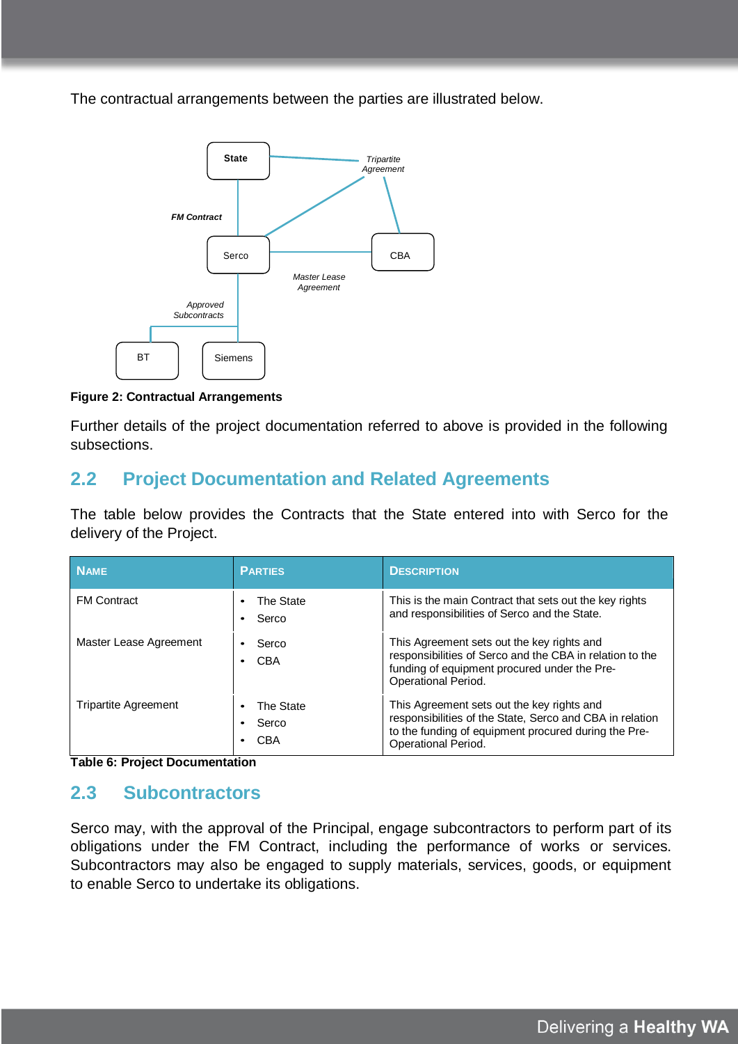The contractual arrangements between the parties are illustrated below.

**Figure 2: Contractual Arrangements**

Further details of the project documentation referred to above is provided in the following subsections.

## 2.2 Project Documentation and Related Agreements

The table below provides the Contracts that the State entered into with Serco for the delivery of the Project.

| NAME | PARTIES | DESCRIPTION |
| --- | --- | --- |
| FM Contract | • The State<br>• Serco | This is the main Contract that sets out the key rights and responsibilities of Serco and the State. |
| Master Lease Agreement | • Serco<br>• CBA | This Agreement sets out the key rights and responsibilities of Serco and the CBA in relation to the funding of equipment procured under the Pre-Operational Period. |
| Tripartite Agreement | • The State<br>• Serco<br>• CBA | This Agreement sets out the key rights and responsibilities of the State, Serco and CBA in relation to the funding of equipment procured during the Pre-Operational Period. |

**Table 6: Project Documentation**

## 2.3 Subcontractors

Serco may, with the approval of the Principal, engage subcontractors to perform part of its obligations under the FM Contract, including the performance of works or services. Subcontractors may also be engaged to supply materials, services, goods, or equipment to enable Serco to undertake its obligations.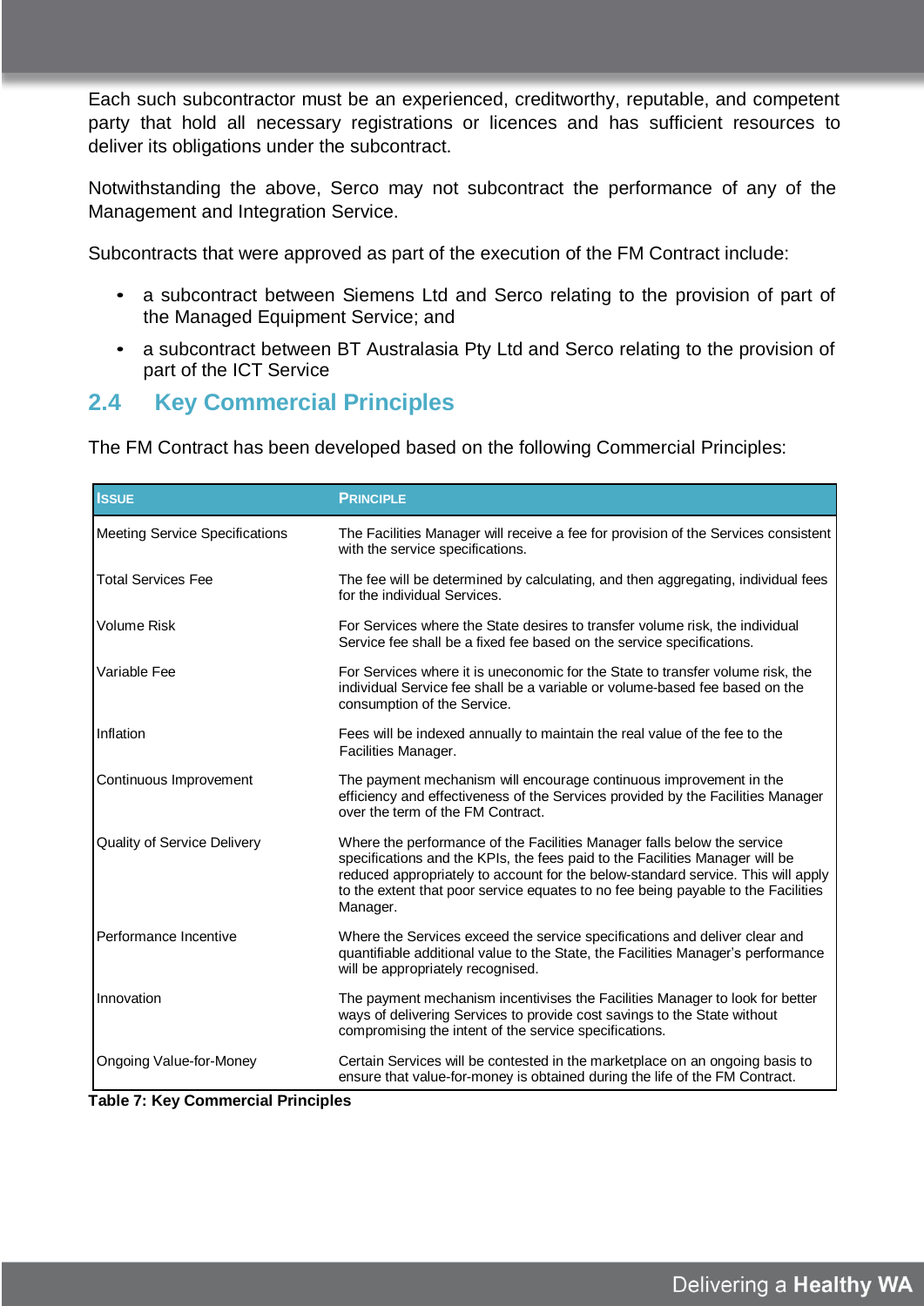Each such subcontractor must be an experienced, creditworthy, reputable, and competent party that hold all necessary registrations or licences and has sufficient resources to deliver its obligations under the subcontract.

Notwithstanding the above, Serco may not subcontract the performance of any of the Management and Integration Service.

Subcontracts that were approved as part of the execution of the FM Contract include:

- a subcontract between Siemens Ltd and Serco relating to the provision of part of the Managed Equipment Service; and
- a subcontract between BT Australasia Pty Ltd and Serco relating to the provision of part of the ICT Service

## 2.4 Key Commercial Principles

The FM Contract has been developed based on the following Commercial Principles:

| ISSUE | PRINCIPLE |
|---|---|
| Meeting Service Specifications | The Facilities Manager will receive a fee for provision of the Services consistent with the service specifications. |
| Total Services Fee | The fee will be determined by calculating, and then aggregating, individual fees for the individual Services. |
| Volume Risk | For Services where the State desires to transfer volume risk, the individual Service fee shall be a fixed fee based on the service specifications. |
| Variable Fee | For Services where it is uneconomic for the State to transfer volume risk, the individual Service fee shall be a variable or volume-based fee based on the consumption of the Service. |
| Inflation | Fees will be indexed annually to maintain the real value of the fee to the Facilities Manager. |
| Continuous Improvement | The payment mechanism will encourage continuous improvement in the efficiency and effectiveness of the Services provided by the Facilities Manager over the term of the FM Contract. |
| Quality of Service Delivery | Where the performance of the Facilities Manager falls below the service specifications and the KPIs, the fees paid to the Facilities Manager will be reduced appropriately to account for the below-standard service. This will apply to the extent that poor service equates to no fee being payable to the Facilities Manager. |
| Performance Incentive | Where the Services exceed the service specifications and deliver clear and quantifiable additional value to the State, the Facilities Manager's performance will be appropriately recognised. |
| Innovation | The payment mechanism incentivises the Facilities Manager to look for better ways of delivering Services to provide cost savings to the State without compromising the intent of the service specifications. |
| Ongoing Value-for-Money | Certain Services will be contested in the marketplace on an ongoing basis to ensure that value-for-money is obtained during the life of the FM Contract. |

**Table 7: Key Commercial Principles**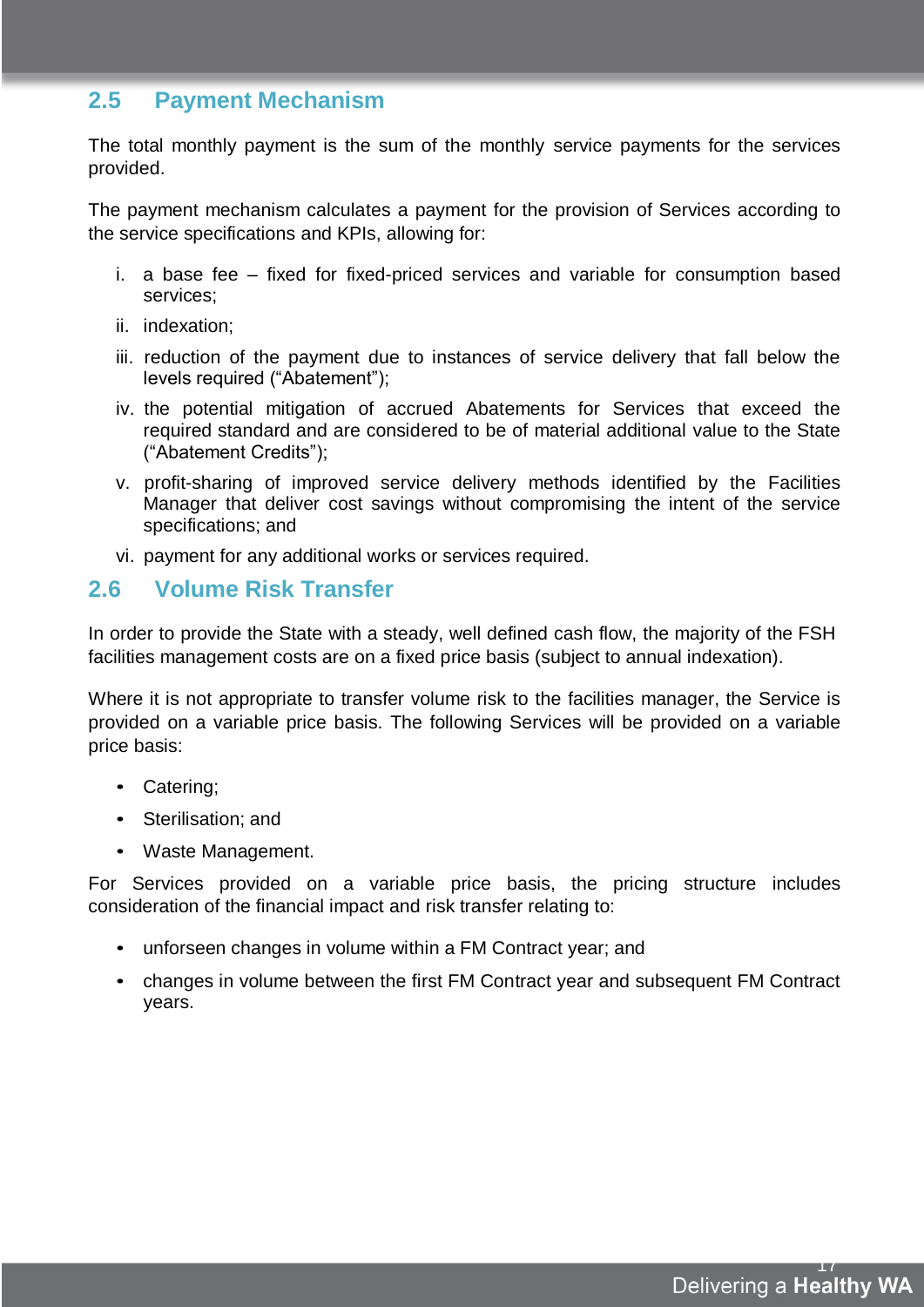## 2.5 Payment Mechanism

The total monthly payment is the sum of the monthly service payments for the services provided.

The payment mechanism calculates a payment for the provision of Services according to the service specifications and KPIs, allowing for:

i. a base fee – fixed for fixed-priced services and variable for consumption based services;
ii. indexation;
iii. reduction of the payment due to instances of service delivery that fall below the levels required ("Abatement");
iv. the potential mitigation of accrued Abatements for Services that exceed the required standard and are considered to be of material additional value to the State ("Abatement Credits");
v. profit-sharing of improved service delivery methods identified by the Facilities Manager that deliver cost savings without compromising the intent of the service specifications; and
vi. payment for any additional works or services required.

## 2.6 Volume Risk Transfer

In order to provide the State with a steady, well defined cash flow, the majority of the FSH facilities management costs are on a fixed price basis (subject to annual indexation).

Where it is not appropriate to transfer volume risk to the facilities manager, the Service is provided on a variable price basis. The following Services will be provided on a variable price basis:

- Catering;
- Sterilisation; and
- Waste Management.

For Services provided on a variable price basis, the pricing structure includes consideration of the financial impact and risk transfer relating to:

- unforseen changes in volume within a FM Contract year; and
- changes in volume between the first FM Contract year and subsequent FM Contract years.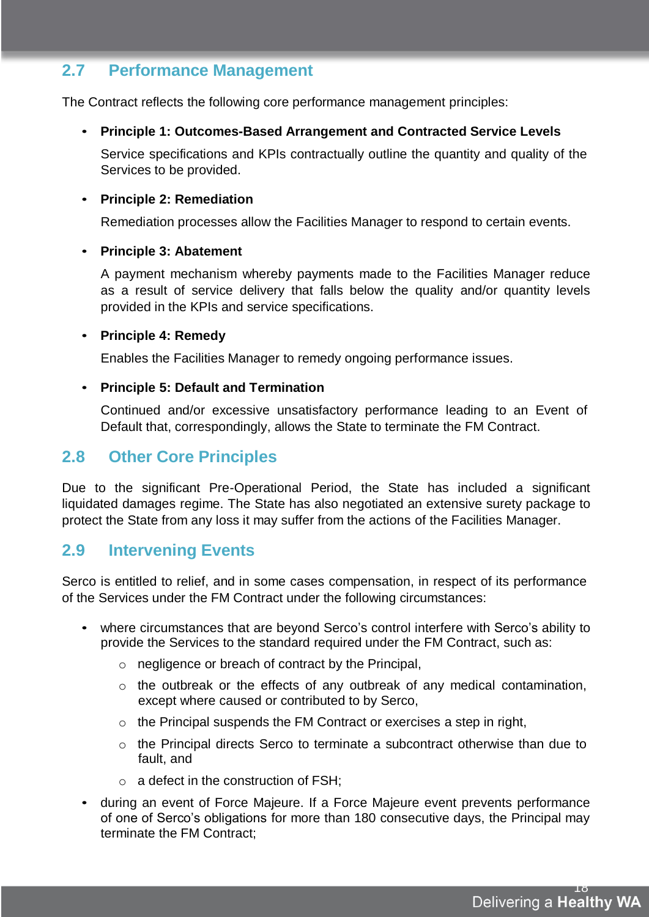## 2.7 Performance Management

The Contract reflects the following core performance management principles:

- **Principle 1: Outcomes-Based Arrangement and Contracted Service Levels**

  Service specifications and KPIs contractually outline the quantity and quality of the Services to be provided.

- **Principle 2: Remediation**

  Remediation processes allow the Facilities Manager to respond to certain events.

- **Principle 3: Abatement**

  A payment mechanism whereby payments made to the Facilities Manager reduce as a result of service delivery that falls below the quality and/or quantity levels provided in the KPIs and service specifications.

- **Principle 4: Remedy**

  Enables the Facilities Manager to remedy ongoing performance issues.

- **Principle 5: Default and Termination**

  Continued and/or excessive unsatisfactory performance leading to an Event of Default that, correspondingly, allows the State to terminate the FM Contract.

## 2.8 Other Core Principles

Due to the significant Pre-Operational Period, the State has included a significant liquidated damages regime. The State has also negotiated an extensive surety package to protect the State from any loss it may suffer from the actions of the Facilities Manager.

## 2.9 Intervening Events

Serco is entitled to relief, and in some cases compensation, in respect of its performance of the Services under the FM Contract under the following circumstances:

- where circumstances that are beyond Serco's control interfere with Serco's ability to provide the Services to the standard required under the FM Contract, such as:
  - negligence or breach of contract by the Principal,
  - the outbreak or the effects of any outbreak of any medical contamination, except where caused or contributed to by Serco,
  - the Principal suspends the FM Contract or exercises a step in right,
  - the Principal directs Serco to terminate a subcontract otherwise than due to fault, and
  - a defect in the construction of FSH;
- during an event of Force Majeure. If a Force Majeure event prevents performance of one of Serco's obligations for more than 180 consecutive days, the Principal may terminate the FM Contract;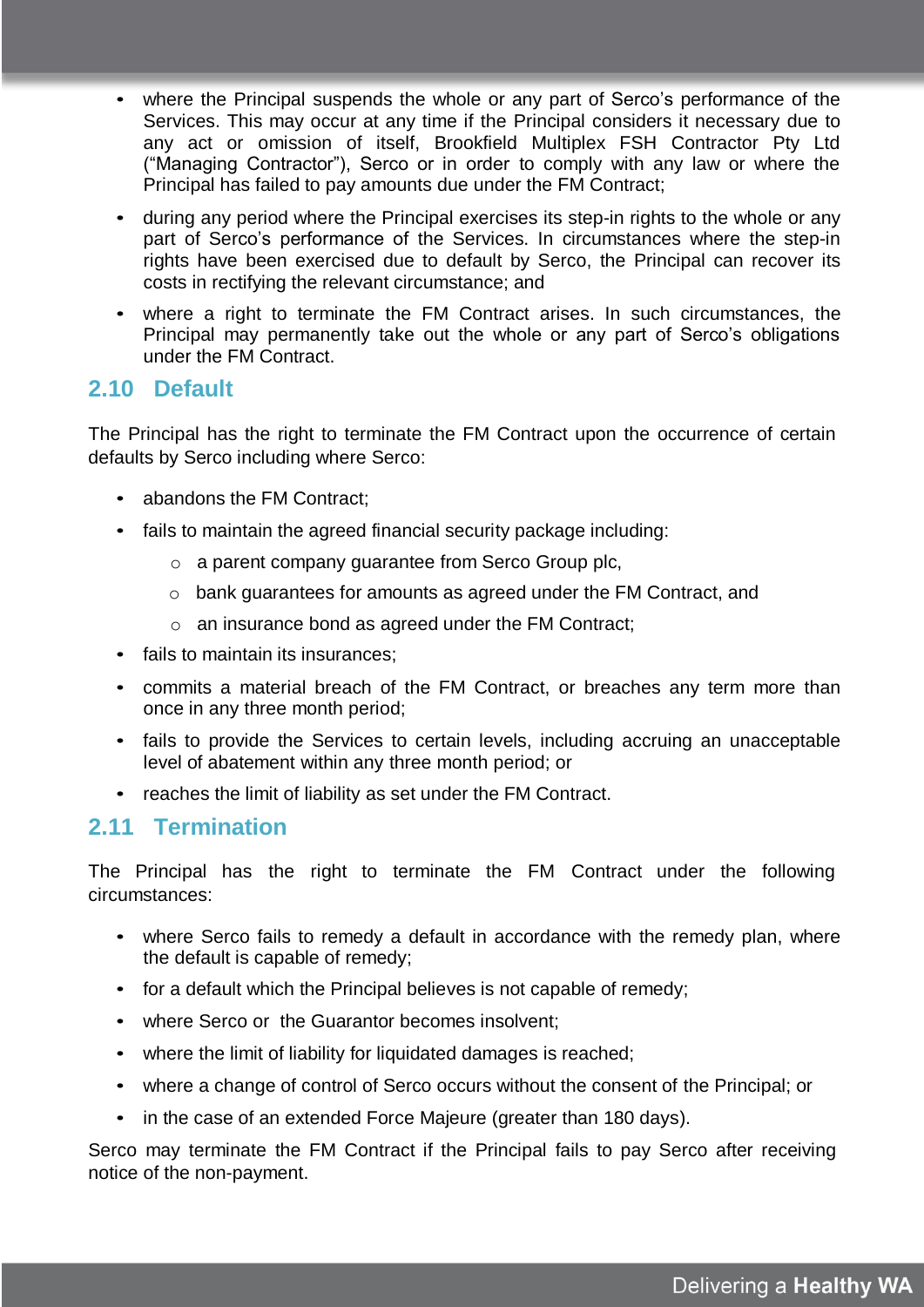- where the Principal suspends the whole or any part of Serco's performance of the Services. This may occur at any time if the Principal considers it necessary due to any act or omission of itself, Brookfield Multiplex FSH Contractor Pty Ltd ("Managing Contractor"), Serco or in order to comply with any law or where the Principal has failed to pay amounts due under the FM Contract;
- during any period where the Principal exercises its step-in rights to the whole or any part of Serco's performance of the Services. In circumstances where the step-in rights have been exercised due to default by Serco, the Principal can recover its costs in rectifying the relevant circumstance; and
- where a right to terminate the FM Contract arises. In such circumstances, the Principal may permanently take out the whole or any part of Serco's obligations under the FM Contract.

## 2.10 Default

The Principal has the right to terminate the FM Contract upon the occurrence of certain defaults by Serco including where Serco:

- abandons the FM Contract;
- fails to maintain the agreed financial security package including:
  - a parent company guarantee from Serco Group plc,
  - bank guarantees for amounts as agreed under the FM Contract, and
  - an insurance bond as agreed under the FM Contract;
- fails to maintain its insurances;
- commits a material breach of the FM Contract, or breaches any term more than once in any three month period;
- fails to provide the Services to certain levels, including accruing an unacceptable level of abatement within any three month period; or
- reaches the limit of liability as set under the FM Contract.

## 2.11 Termination

The Principal has the right to terminate the FM Contract under the following circumstances:

- where Serco fails to remedy a default in accordance with the remedy plan, where the default is capable of remedy;
- for a default which the Principal believes is not capable of remedy;
- where Serco or the Guarantor becomes insolvent;
- where the limit of liability for liquidated damages is reached;
- where a change of control of Serco occurs without the consent of the Principal; or
- in the case of an extended Force Majeure (greater than 180 days).

Serco may terminate the FM Contract if the Principal fails to pay Serco after receiving notice of the non-payment.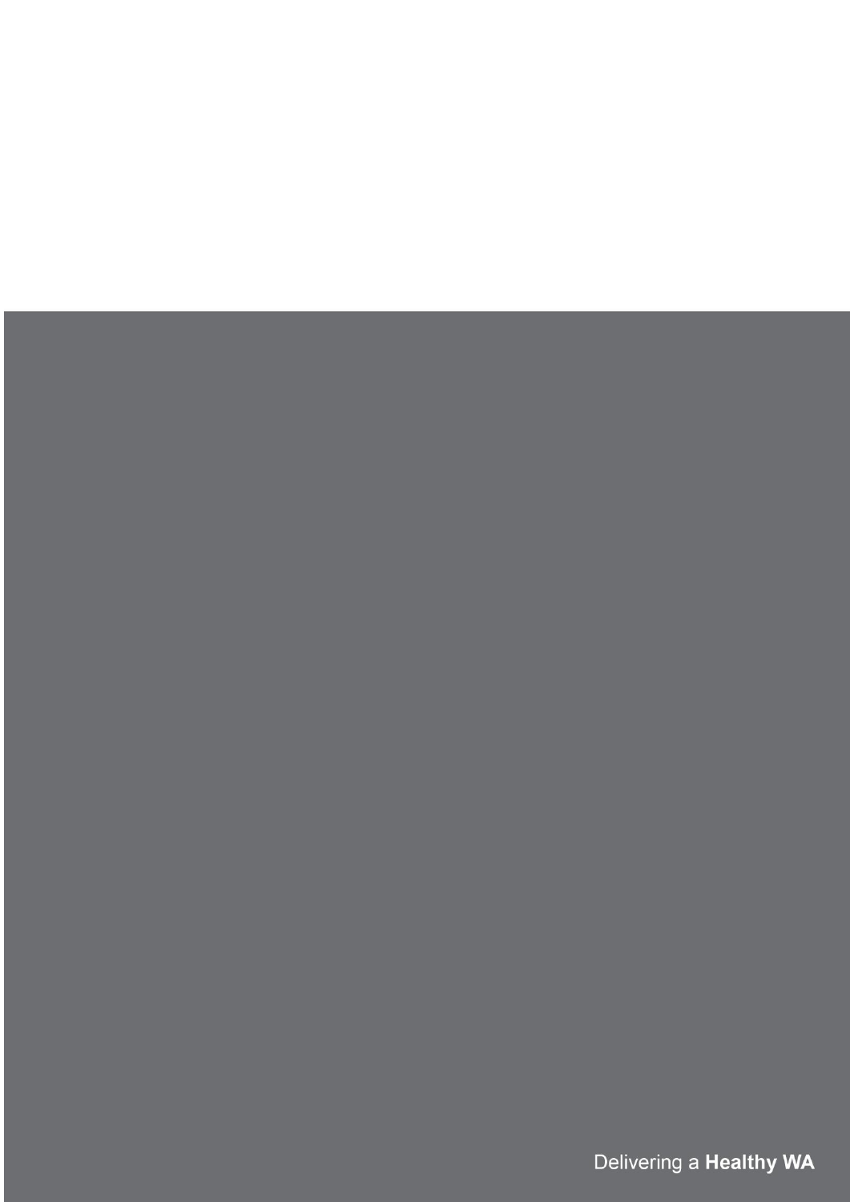Delivering a **Healthy WA**